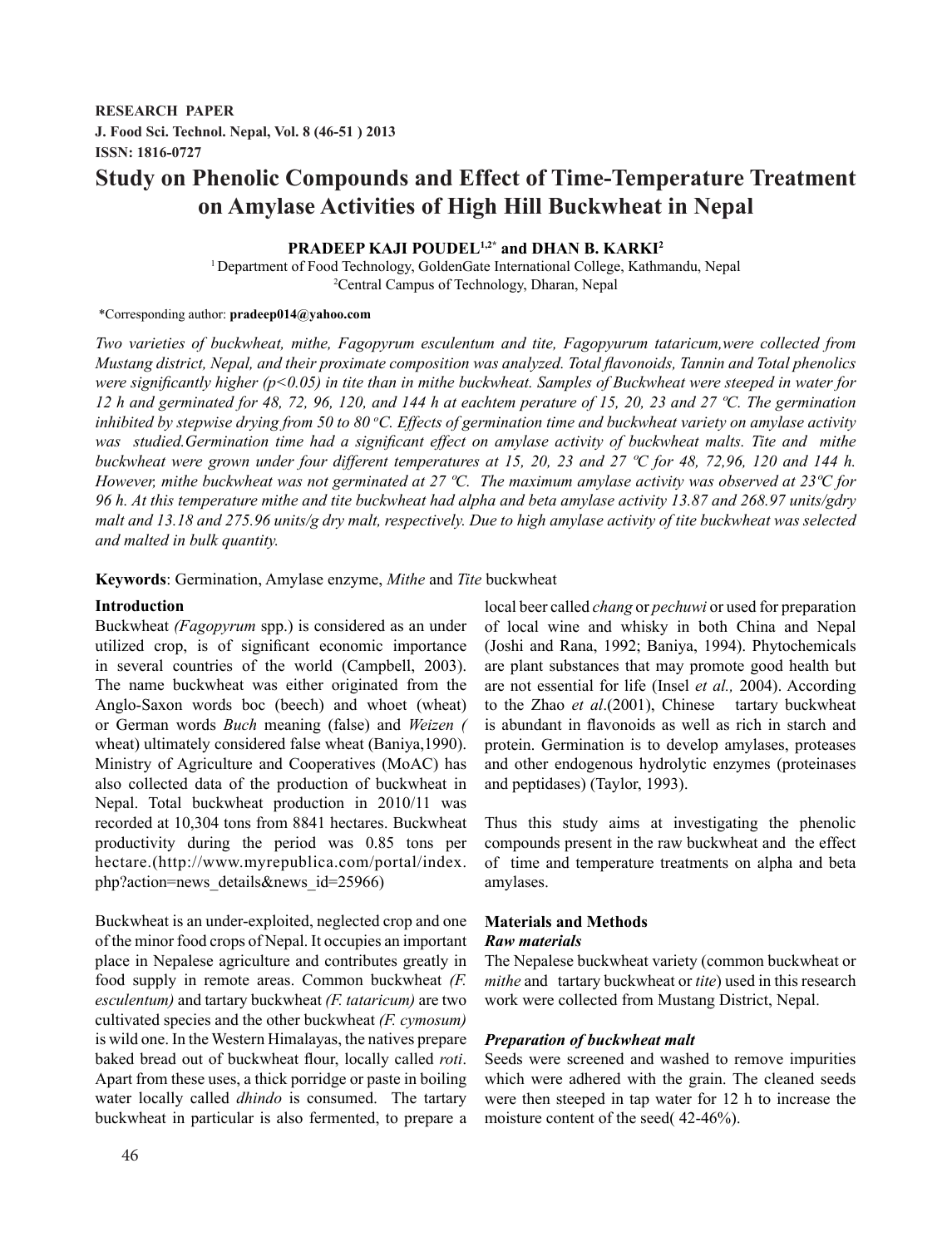RESEARCH PAPER
**J. Food Sci. Technol. Nepal, Vol. 8 (46-51 ) 2013**
**ISSN: 1816-0727**

# Study on Phenolic Compounds and Effect of Time-Temperature Treatment on Amylase Activities of High Hill Buckwheat in Nepal

**PRADEEP KAJI POUDEL[1,2*] and DHAN B. KARKI[2]**

[1] Department of Food Technology, GoldenGate International College, Kathmandu, Nepal
[2] Central Campus of Technology, Dharan, Nepal

*Corresponding author: **pradeep014@yahoo.com**

*Two varieties of buckwheat, mithe, Fagopyrum esculentum and tite, Fagopyurum tataricum,were collected from Mustang district, Nepal, and their proximate composition was analyzed. Total flavonoids, Tannin and Total phenolics were significantly higher ($p<0.05$) in tite than in mithe buckwheat. Samples of Buckwheat were steeped in water for 12 h and germinated for 48, 72, 96, 120, and 144 h at eachtem perature of 15, 20, 23 and 27 ºC. The germination inhibited by stepwise drying from 50 to 80 ºC. Effects of germination time and buckwheat variety on amylase activity was studied.Germination time had a significant effect on amylase activity of buckwheat malts. Tite and mithe buckwheat were grown under four different temperatures at 15, 20, 23 and 27 ºC for 48, 72,96, 120 and 144 h. However, mithe buckwheat was not germinated at 27 ºC. The maximum amylase activity was observed at 23ºC for 96 h. At this temperature mithe and tite buckwheat had alpha and beta amylase activity 13.87 and 268.97 units/gdry malt and 13.18 and 275.96 units/g dry malt, respectively. Due to high amylase activity of tite buckwheat was selected and malted in bulk quantity.*

**Keywords**: Germination, Amylase enzyme, *Mithe* and *Tite* buckwheat

## Introduction

Buckwheat *(Fagopyrum* spp.) is considered as an under utilized crop, is of significant economic importance in several countries of the world (Campbell, 2003). The name buckwheat was either originated from the Anglo-Saxon words boc (beech) and whoet (wheat) or German words *Buch* meaning (false) and *Weizen (* wheat) ultimately considered false wheat (Baniya,1990). Ministry of Agriculture and Cooperatives (MoAC) has also collected data of the production of buckwheat in Nepal. Total buckwheat production in 2010/11 was recorded at 10,304 tons from 8841 hectares. Buckwheat productivity during the period was 0.85 tons per hectare.(http://www.myrepublica.com/portal/index.php?action=news_details&news_id=25966)

Buckwheat is an under-exploited, neglected crop and one of the minor food crops of Nepal. It occupies an important place in Nepalese agriculture and contributes greatly in food supply in remote areas. Common buckwheat *(F. esculentum)* and tartary buckwheat *(F. tataricum)* are two cultivated species and the other buckwheat *(F. cymosum)* is wild one. In the Western Himalayas, the natives prepare baked bread out of buckwheat flour, locally called *roti*. Apart from these uses, a thick porridge or paste in boiling water locally called *dhindo* is consumed. The tartary buckwheat in particular is also fermented, to prepare a local beer called *chang* or *pechuwi* or used for preparation of local wine and whisky in both China and Nepal (Joshi and Rana, 1992; Baniya, 1994). Phytochemicals are plant substances that may promote good health but are not essential for life (Insel *et al.,* 2004). According to the Zhao *et al*.(2001), Chinese tartary buckwheat is abundant in flavonoids as well as rich in starch and protein. Germination is to develop amylases, proteases and other endogenous hydrolytic enzymes (proteinases and peptidases) (Taylor, 1993).

Thus this study aims at investigating the phenolic compounds present in the raw buckwheat and the effect of time and temperature treatments on alpha and beta amylases.

## Materials and Methods

### *Raw materials*

The Nepalese buckwheat variety (common buckwheat or *mithe* and tartary buckwheat or *tite*) used in this research work were collected from Mustang District, Nepal.

### *Preparation of buckwheat malt*

Seeds were screened and washed to remove impurities which were adhered with the grain. The cleaned seeds were then steeped in tap water for 12 h to increase the moisture content of the seed( 42-46%).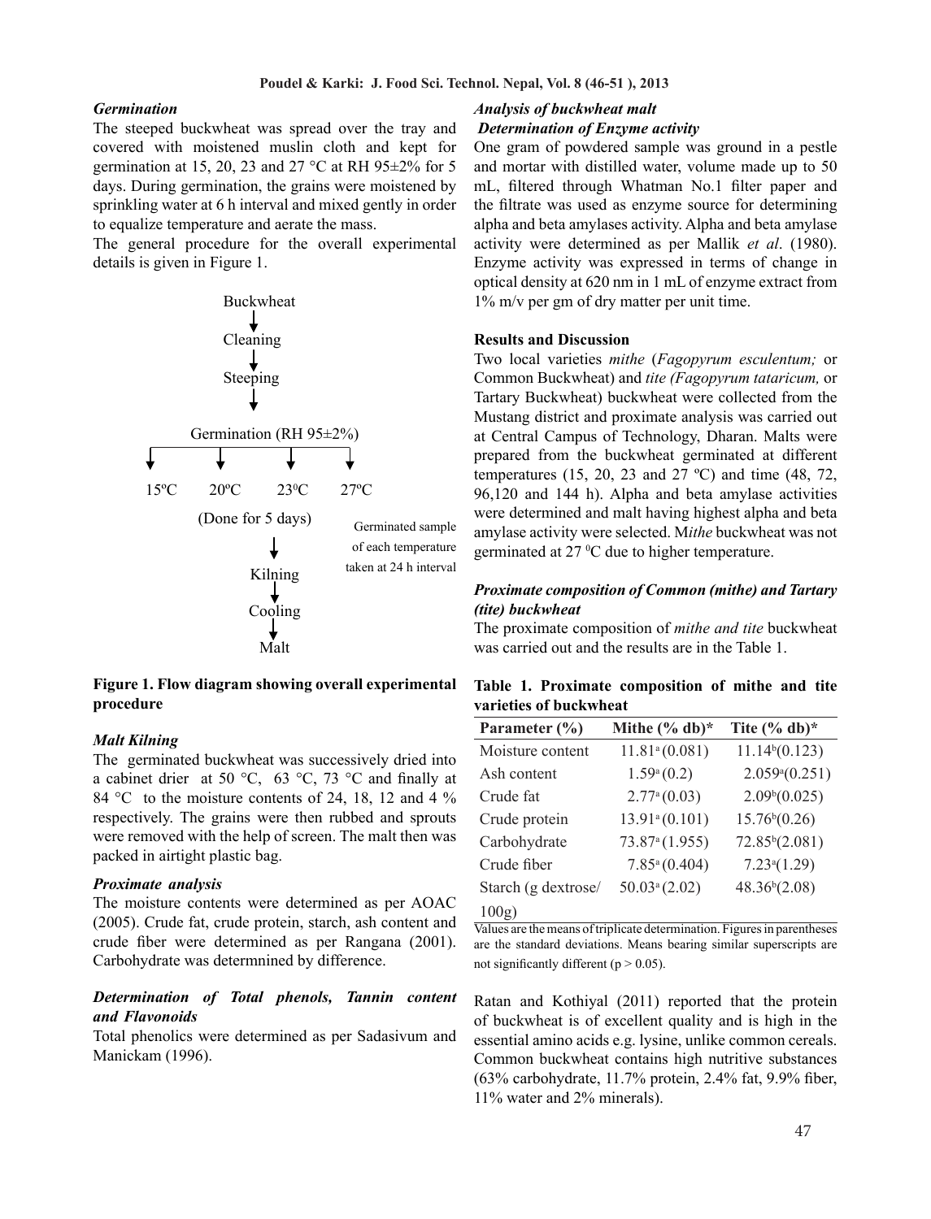### *Germination*

The steeped buckwheat was spread over the tray and covered with moistened muslin cloth and kept for germination at 15, 20, 23 and 27 °C at RH 95±2% for 5 days. During germination, the grains were moistened by sprinkling water at 6 h interval and mixed gently in order to equalize temperature and aerate the mass.

The general procedure for the overall experimental details is given in Figure 1.

```
                    Buckwheat
                        ↓
                    Cleaning
                        ↓
                    Steeping
                        ↓
              Germination (RH 95±2%)
         ↓          ↓          ↓          ↓
       15ºC       20ºC       23ºC       27ºC
              (Done for 5 days)         Germinated sample
                        ↓               of each temperature
                     Kilning            taken at 24 h interval
                        ↓
                     Cooling
                        ↓
                       Malt
```

**Figure 1. Flow diagram showing overall experimental procedure**

### *Malt Kilning*

The germinated buckwheat was successively dried into a cabinet drier at 50 °C, 63 °C, 73 °C and finally at 84 °C to the moisture contents of 24, 18, 12 and 4 % respectively. The grains were then rubbed and sprouts were removed with the help of screen. The malt then was packed in airtight plastic bag.

### *Proximate analysis*

The moisture contents were determined as per AOAC (2005). Crude fat, crude protein, starch, ash content and crude fiber were determined as per Rangana (2001). Carbohydrate was determnined by difference.

### *Determination of Total phenols, Tannin content and Flavonoids*

Total phenolics were determined as per Sadasivum and Manickam (1996).

### *Analysis of buckwheat malt*

### *Determination of Enzyme activity*

One gram of powdered sample was ground in a pestle and mortar with distilled water, volume made up to 50 mL, filtered through Whatman No.1 filter paper and the filtrate was used as enzyme source for determining alpha and beta amylases activity. Alpha and beta amylase activity were determined as per Mallik *et al*. (1980). Enzyme activity was expressed in terms of change in optical density at 620 nm in 1 mL of enzyme extract from 1% m/v per gm of dry matter per unit time.

## Results and Discussion

Two local varieties *mithe* (*Fagopyrum esculentum;* or Common Buckwheat) and *tite (Fagopyrum tataricum,* or Tartary Buckwheat) buckwheat were collected from the Mustang district and proximate analysis was carried out at Central Campus of Technology, Dharan. Malts were prepared from the buckwheat germinated at different temperatures (15, 20, 23 and 27 ºC) and time (48, 72, 96,120 and 144 h). Alpha and beta amylase activities were determined and malt having highest alpha and beta amylase activity were selected. M*ithe* buckwheat was not germinated at 27 ºC due to higher temperature.

### *Proximate composition of Common (mithe) and Tartary (tite) buckwheat*

The proximate composition of *mithe and tite* buckwheat was carried out and the results are in the Table 1.

**Table 1. Proximate composition of mithe and tite varieties of buckwheat**

| Parameter (%) | Mithe (% db)* | Tite (% db)* |
|---|---|---|
| Moisture content | $11.81^{a}$ (0.081) | $11.14^{b}$(0.123) |
| Ash content | $1.59^{a}$ (0.2) | $2.059^{a}$(0.251) |
| Crude fat | $2.77^{a}$ (0.03) | $2.09^{b}$(0.025) |
| Crude protein | $13.91^{a}$ (0.101) | $15.76^{b}$(0.26) |
| Carbohydrate | $73.87^{a}$ (1.955) | $72.85^{b}$(2.081) |
| Crude fiber | $7.85^{a}$ (0.404) | $7.23^{a}$(1.29) |
| Starch (g dextrose/ 100g) | $50.03^{a}$ (2.02) | $48.36^{b}$(2.08) |

Values are the means of triplicate determination. Figures in parentheses are the standard deviations. Means bearing similar superscripts are not significantly different ($p > 0.05$).

Ratan and Kothiyal (2011) reported that the protein of buckwheat is of excellent quality and is high in the essential amino acids e.g. lysine, unlike common cereals. Common buckwheat contains high nutritive substances (63% carbohydrate, 11.7% protein, 2.4% fat, 9.9% fiber, 11% water and 2% minerals).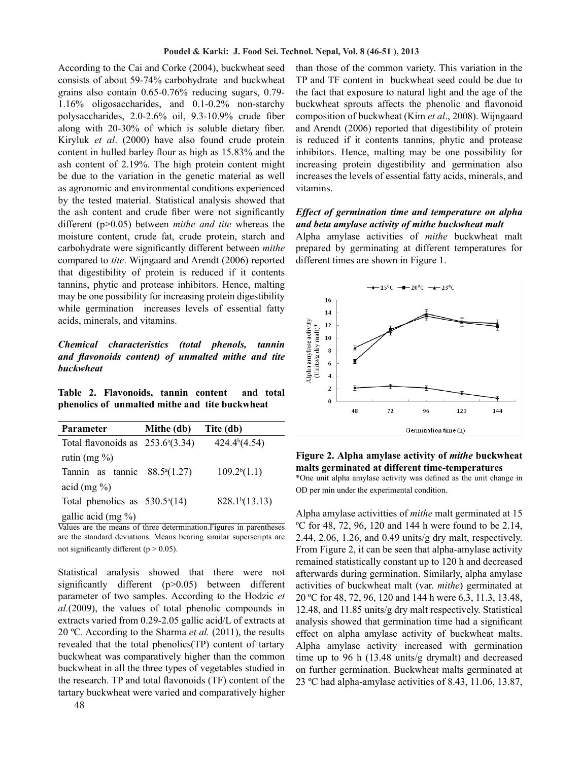According to the Cai and Corke (2004), buckwheat seed consists of about 59-74% carbohydrate and buckwheat grains also contain 0.65-0.76% reducing sugars, 0.79-1.16% oligosaccharides, and 0.1-0.2% non-starchy polysaccharides, 2.0-2.6% oil, 9.3-10.9% crude fiber along with 20-30% of which is soluble dietary fiber. Kiryluk *et al*. (2000) have also found crude protein content in hulled barley flour as high as 15.83% and the ash content of 2.19%. The high protein content might be due to the variation in the genetic material as well as agronomic and environmental conditions experienced by the tested material. Statistical analysis showed that the ash content and crude fiber were not significantly different (p>0.05) between *mithe and tite* whereas the moisture content, crude fat, crude protein, starch and carbohydrate were significantly different between *mithe* compared to *tite*. Wijngaard and Arendt (2006) reported that digestibility of protein is reduced if it contents tannins, phytic and protease inhibitors. Hence, malting may be one possibility for increasing protein digestibility while germination increases levels of essential fatty acids, minerals, and vitamins.

***Chemical characteristics (total phenols, tannin and flavonoids content) of unmalted mithe and tite buckwheat***

**Table 2. Flavonoids, tannin content and total phenolics of unmalted mithe and tite buckwheat**

| Parameter | Mithe (db) | Tite (db) |
|---|---|---|
| Total flavonoids as rutin (mg %) | 253.6[a](3.34) | 424.4[b](4.54) |
| Tannin as tannic acid (mg %) | 88.5[a](1.27) | 109.2[b](1.1) |
| Total phenolics as gallic acid (mg %) | 530.5[a](14) | 828.1[b](13.13) |

Values are the means of three determination.Figures in parentheses are the standard deviations. Means bearing similar superscripts are not significantly different (p > 0.05).

Statistical analysis showed that there were not significantly different (p>0.05) between different parameter of two samples. According to the Hodzic *et al.*(2009), the values of total phenolic compounds in extracts varied from 0.29-2.05 gallic acid/L of extracts at 20 ºC. According to the Sharma *et al.* (2011), the results revealed that the total phenolics(TP) content of tartary buckwheat was comparatively higher than the common buckwheat in all the three types of vegetables studied in the research. TP and total flavonoids (TF) content of the tartary buckwheat were varied and comparatively higher than those of the common variety. This variation in the TP and TF content in buckwheat seed could be due to the fact that exposure to natural light and the age of the buckwheat sprouts affects the phenolic and flavonoid composition of buckwheat (Kim *et al*., 2008). Wijngaard and Arendt (2006) reported that digestibility of protein is reduced if it contents tannins, phytic and protease inhibitors. Hence, malting may be one possibility for increasing protein digestibility and germination also increases the levels of essential fatty acids, minerals, and vitamins.

***Effect of germination time and temperature on alpha and beta amylase activity of mithe buckwheat malt***

Alpha amylase activities of *mithe* buckwheat malt prepared by germinating at different temperatures for different times are shown in Figure 1.

**Figure 2. Alpha amylase activity of *mithe* buckwheat malts germinated at different time-temperatures**

*One unit alpha amylase activity was defined as the unit change in OD per min under the experimental condition.

Alpha amylase activitties of *mithe* malt germinated at 15 ºC for 48, 72, 96, 120 and 144 h were found to be 2.14, 2.44, 2.06, 1.26, and 0.49 units/g dry malt, respectively. From Figure 2, it can be seen that alpha-amylase activity remained statistically constant up to 120 h and decreased afterwards during germination. Similarly, alpha amylase activities of buckwheat malt (var. *mithe*) germinated at 20 ºC for 48, 72, 96, 120 and 144 h were 6.3, 11.3, 13.48, 12.48, and 11.85 units/g dry malt respectively. Statistical analysis showed that germination time had a significant effect on alpha amylase activity of buckwheat malts. Alpha amylase activity increased with germination time up to 96 h (13.48 units/g drymalt) and decreased on further germination. Buckwheat malts germinated at 23 ºC had alpha-amylase activities of 8.43, 11.06, 13.87,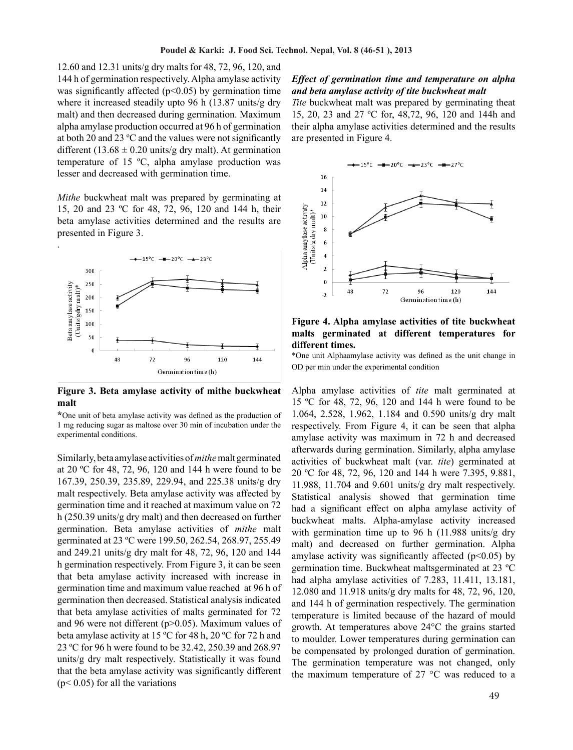12.60 and 12.31 units/g dry malts for 48, 72, 96, 120, and 144 h of germination respectively. Alpha amylase activity was significantly affected ($p<0.05$) by germination time where it increased steadily upto 96 h (13.87 units/g dry malt) and then decreased during germination. Maximum alpha amylase production occurred at 96 h of germination at both 20 and 23 ºC and the values were not significantly different ($13.68 \pm 0.20$ units/g dry malt). At germination temperature of 15 ºC, alpha amylase production was lesser and decreased with germination time.

*Mithe* buckwheat malt was prepared by germinating at 15, 20 and 23 ºC for 48, 72, 96, 120 and 144 h, their beta amylase activities determined and the results are presented in Figure 3.

**Figure 3. Beta amylase activity of mithe buckwheat malt**

*One unit of beta amylase activity was defined as the production of 1 mg reducing sugar as maltose over 30 min of incubation under the experimental conditions.

Similarly, beta amylase activities of *mithe* malt germinated at 20 ºC for 48, 72, 96, 120 and 144 h were found to be 167.39, 250.39, 235.89, 229.94, and 225.38 units/g dry malt respectively. Beta amylase activity was affected by germination time and it reached at maximum value on 72 h (250.39 units/g dry malt) and then decreased on further germination. Beta amylase activities of *mithe* malt germinated at 23 ºC were 199.50, 262.54, 268.97, 255.49 and 249.21 units/g dry malt for 48, 72, 96, 120 and 144 h germination respectively. From Figure 3, it can be seen that beta amylase activity increased with increase in germination time and maximum value reached at 96 h of germination then decreased. Statistical analysis indicated that beta amylase activities of malts germinated for 72 and 96 were not different ($p>0.05$). Maximum values of beta amylase activity at 15 ºC for 48 h, 20 ºC for 72 h and 23 ºC for 96 h were found to be 32.42, 250.39 and 268.97 units/g dry malt respectively. Statistically it was found that the beta amylase activity was significantly different ($p< 0.05$) for all the variations

### *Effect of germination time and temperature on alpha and beta amylase activity of tite buckwheat malt*

*Tite* buckwheat malt was prepared by germinating theat 15, 20, 23 and 27 ºC for, 48,72, 96, 120 and 144h and their alpha amylase activities determined and the results are presented in Figure 4.

**Figure 4. Alpha amylase activities of tite buckwheat malts germinated at different temperatures for different times.**

*One unit Alphaamylase activity was defined as the unit change in OD per min under the experimental condition

Alpha amylase activities of *tite* malt germinated at 15 ºC for 48, 72, 96, 120 and 144 h were found to be 1.064, 2.528, 1.962, 1.184 and 0.590 units/g dry malt respectively. From Figure 4, it can be seen that alpha amylase activity was maximum in 72 h and decreased afterwards during germination. Similarly, alpha amylase activities of buckwheat malt (var. *tite*) germinated at 20 ºC for 48, 72, 96, 120 and 144 h were 7.395, 9.881, 11.988, 11.704 and 9.601 units/g dry malt respectively. Statistical analysis showed that germination time had a significant effect on alpha amylase activity of buckwheat malts. Alpha-amylase activity increased with germination time up to 96 h (11.988 units/g dry malt) and decreased on further germination. Alpha amylase activity was significantly affected ($p<0.05$) by germination time. Buckwheat maltsgerminated at 23 ºC had alpha amylase activities of 7.283, 11.411, 13.181, 12.080 and 11.918 units/g dry malts for 48, 72, 96, 120, and 144 h of germination respectively. The germination temperature is limited because of the hazard of mould growth. At temperatures above 24°C the grains started to moulder. Lower temperatures during germination can be compensated by prolonged duration of germination. The germination temperature was not changed, only the maximum temperature of 27 °C was reduced to a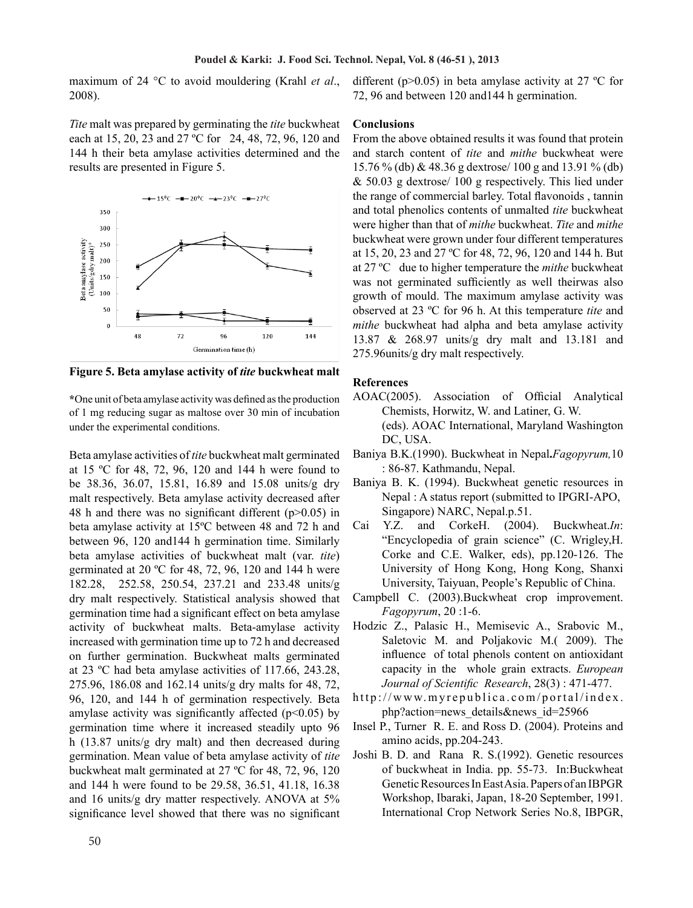maximum of 24 °C to avoid mouldering (Krahl *et al*., 2008).

*Tite* malt was prepared by germinating the *tite* buckwheat each at 15, 20, 23 and 27 ºC for 24, 48, 72, 96, 120 and 144 h their beta amylase activities determined and the results are presented in Figure 5.

**Figure 5. Beta amylase activity of *tite* buckwheat malt**

*One unit of beta amylase activity was defined as the production of 1 mg reducing sugar as maltose over 30 min of incubation under the experimental conditions.

Beta amylase activities of *tite* buckwheat malt germinated at 15 ºC for 48, 72, 96, 120 and 144 h were found to be 38.36, 36.07, 15.81, 16.89 and 15.08 units/g dry malt respectively. Beta amylase activity decreased after 48 h and there was no significant different ($p>0.05$) in beta amylase activity at 15ºC between 48 and 72 h and between 96, 120 and144 h germination time. Similarly beta amylase activities of buckwheat malt (var. *tite*) germinated at 20 ºC for 48, 72, 96, 120 and 144 h were 182.28, 252.58, 250.54, 237.21 and 233.48 units/g dry malt respectively. Statistical analysis showed that germination time had a significant effect on beta amylase activity of buckwheat malts. Beta-amylase activity increased with germination time up to 72 h and decreased on further germination. Buckwheat malts germinated at 23 ºC had beta amylase activities of 117.66, 243.28, 275.96, 186.08 and 162.14 units/g dry malts for 48, 72, 96, 120, and 144 h of germination respectively. Beta amylase activity was significantly affected ($p<0.05$) by germination time where it increased steadily upto 96 h (13.87 units/g dry malt) and then decreased during germination. Mean value of beta amylase activity of *tite* buckwheat malt germinated at 27 ºC for 48, 72, 96, 120 and 144 h were found to be 29.58, 36.51, 41.18, 16.38 and 16 units/g dry matter respectively. ANOVA at 5% significance level showed that there was no significant different ($p>0.05$) in beta amylase activity at 27 ºC for 72, 96 and between 120 and144 h germination.

## Conclusions

From the above obtained results it was found that protein and starch content of *tite* and *mithe* buckwheat were 15.76 % (db) & 48.36 g dextrose/ 100 g and 13.91 % (db) & 50.03 g dextrose/ 100 g respectively. This lied under the range of commercial barley. Total flavonoids , tannin and total phenolics contents of unmalted *tite* buckwheat were higher than that of *mithe* buckwheat. *Tite* and *mithe* buckwheat were grown under four different temperatures at 15, 20, 23 and 27 ºC for 48, 72, 96, 120 and 144 h. But at 27 ºC due to higher temperature the *mithe* buckwheat was not germinated sufficiently as well theirwas also growth of mould. The maximum amylase activity was observed at 23 ºC for 96 h. At this temperature *tite* and *mithe* buckwheat had alpha and beta amylase activity 13.87 & 268.97 units/g dry malt and 13.181 and 275.96units/g dry malt respectively.

## References

AOAC(2005). Association of Official Analytical Chemists, Horwitz, W. and Latiner, G. W. (eds). AOAC International, Maryland Washington DC, USA.

Baniya B.K.(1990). Buckwheat in Nepal**.** *Fagopyrum,*10 : 86-87. Kathmandu, Nepal.

Baniya B. K. (1994). Buckwheat genetic resources in Nepal : A status report (submitted to IPGRI-APO, Singapore) NARC, Nepal.p.51.

Cai Y.Z. and CorkeH. (2004). Buckwheat.*In*: "Encyclopedia of grain science" (C. Wrigley,H. Corke and C.E. Walker, eds), pp.120-126. The University of Hong Kong, Hong Kong, Shanxi University, Taiyuan, People's Republic of China.

Campbell C. (2003).Buckwheat crop improvement. *Fagopyrum*, 20 :1-6.

Hodzic Z., Palasic H., Memisevic A., Srabovic M., Saletovic M. and Poljakovic M.( 2009). The influence of total phenols content on antioxidant capacity in the whole grain extracts. *European Journal of Scientific Research*, 28(3) : 471-477.

http://www.myrepublica.com/portal/index.php?action=news_details&news_id=25966

Insel P., Turner R. E. and Ross D. (2004). Proteins and amino acids, pp.204-243.

Joshi B. D. and Rana R. S.(1992). Genetic resources of buckwheat in India. pp. 55-73. In:Buckwheat Genetic Resources In East Asia. Papers of an IBPGR Workshop, Ibaraki, Japan, 18-20 September, 1991. International Crop Network Series No.8, IBPGR,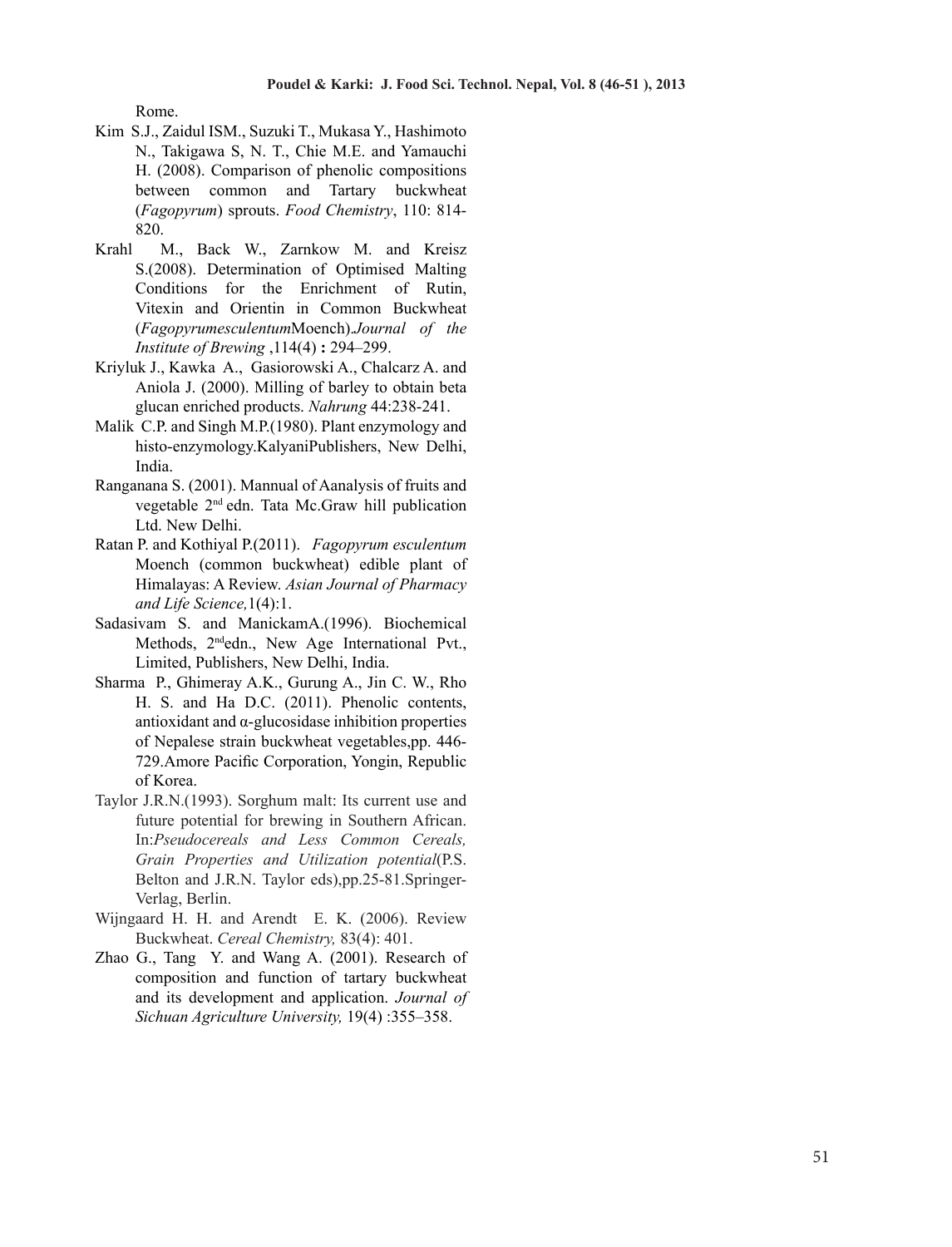Rome.

Kim S.J., Zaidul ISM., Suzuki T., Mukasa Y., Hashimoto N., Takigawa S, N. T., Chie M.E. and Yamauchi H. (2008). Comparison of phenolic compositions between common and Tartary buckwheat (*Fagopyrum*) sprouts. *Food Chemistry*, 110: 814-820.

Krahl M., Back W., Zarnkow M. and Kreisz S.(2008). Determination of Optimised Malting Conditions for the Enrichment of Rutin, Vitexin and Orientin in Common Buckwheat (*Fagopyrumesculentum*Moench).*Journal of the Institute of Brewing* ,114(4) **:** 294–299.

Kriyluk J., Kawka A., Gasiorowski A., Chalcarz A. and Aniola J. (2000). Milling of barley to obtain beta glucan enriched products. *Nahrung* 44:238-241.

Malik C.P. and Singh M.P.(1980). Plant enzymology and histo-enzymology.KalyaniPublishers, New Delhi, India.

Ranganana S. (2001). Mannual of Aanalysis of fruits and vegetable 2nd edn. Tata Mc.Graw hill publication Ltd. New Delhi.

Ratan P. and Kothiyal P.(2011). *Fagopyrum esculentum* Moench (common buckwheat) edible plant of Himalayas: A Review. *Asian Journal of Pharmacy and Life Science,*1(4):1.

Sadasivam S. and ManickamA.(1996). Biochemical Methods, 2ndedn., New Age International Pvt., Limited, Publishers, New Delhi, India.

Sharma P., Ghimeray A.K., Gurung A., Jin C. W., Rho H. S. and Ha D.C. (2011). Phenolic contents, antioxidant and α-glucosidase inhibition properties of Nepalese strain buckwheat vegetables,pp. 446-729.Amore Pacific Corporation, Yongin, Republic of Korea.

Taylor J.R.N.(1993). Sorghum malt: Its current use and future potential for brewing in Southern African. In:*Pseudocereals and Less Common Cereals, Grain Properties and Utilization potential*(P.S. Belton and J.R.N. Taylor eds),pp.25-81.Springer-Verlag, Berlin.

Wijngaard H. H. and Arendt E. K. (2006). Review Buckwheat. *Cereal Chemistry,* 83(4): 401.

Zhao G., Tang Y. and Wang A. (2001). Research of composition and function of tartary buckwheat and its development and application. *Journal of Sichuan Agriculture University,* 19(4) :355–358.